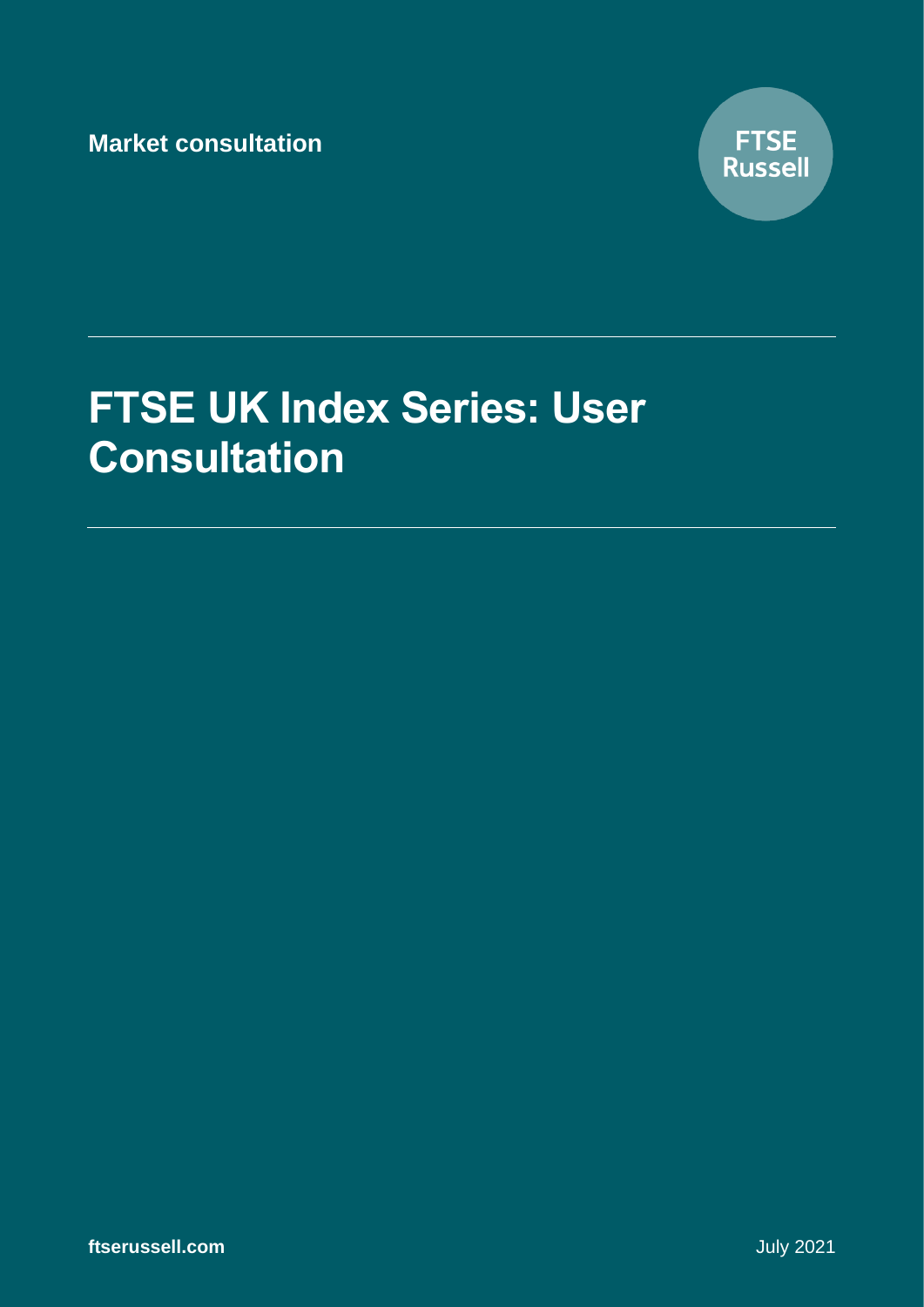Market consultation

FTSE Russell

# FTSE UK Index Series: User Consultation

ftserussell.com

July 2021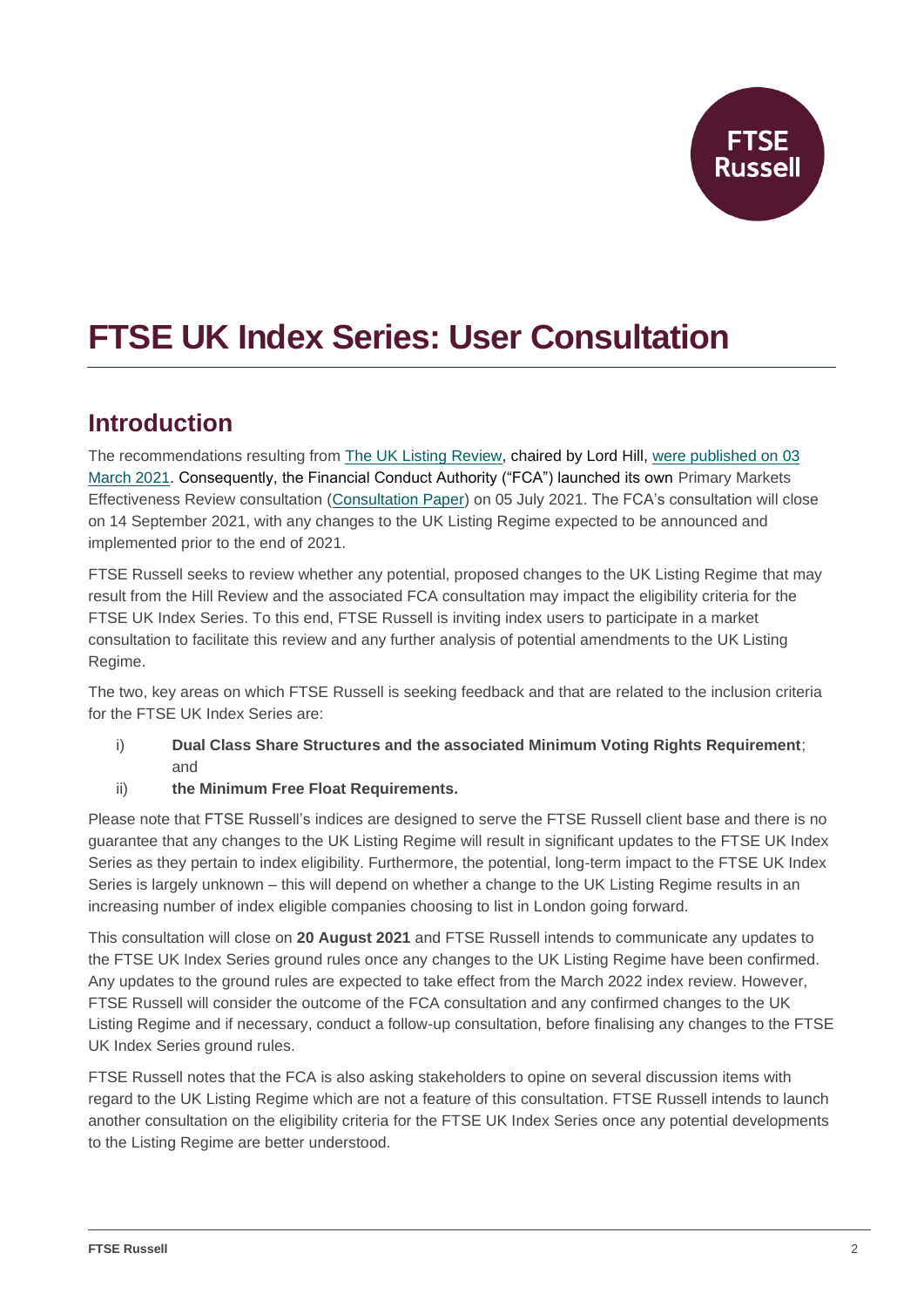# FTSE UK Index Series: User Consultation

## Introduction

The recommendations resulting from [The UK Listing Review](), chaired by Lord Hill, [were published on 03 March 2021](). Consequently, the Financial Conduct Authority ("FCA") launched its own Primary Markets Effectiveness Review consultation ([Consultation Paper]()) on 05 July 2021. The FCA's consultation will close on 14 September 2021, with any changes to the UK Listing Regime expected to be announced and implemented prior to the end of 2021.

FTSE Russell seeks to review whether any potential, proposed changes to the UK Listing Regime that may result from the Hill Review and the associated FCA consultation may impact the eligibility criteria for the FTSE UK Index Series. To this end, FTSE Russell is inviting index users to participate in a market consultation to facilitate this review and any further analysis of potential amendments to the UK Listing Regime.

The two, key areas on which FTSE Russell is seeking feedback and that are related to the inclusion criteria for the FTSE UK Index Series are:

i) **Dual Class Share Structures and the associated Minimum Voting Rights Requirement**; and

ii) **the Minimum Free Float Requirements.**

Please note that FTSE Russell's indices are designed to serve the FTSE Russell client base and there is no guarantee that any changes to the UK Listing Regime will result in significant updates to the FTSE UK Index Series as they pertain to index eligibility. Furthermore, the potential, long-term impact to the FTSE UK Index Series is largely unknown – this will depend on whether a change to the UK Listing Regime results in an increasing number of index eligible companies choosing to list in London going forward.

This consultation will close on **20 August 2021** and FTSE Russell intends to communicate any updates to the FTSE UK Index Series ground rules once any changes to the UK Listing Regime have been confirmed. Any updates to the ground rules are expected to take effect from the March 2022 index review. However, FTSE Russell will consider the outcome of the FCA consultation and any confirmed changes to the UK Listing Regime and if necessary, conduct a follow-up consultation, before finalising any changes to the FTSE UK Index Series ground rules.

FTSE Russell notes that the FCA is also asking stakeholders to opine on several discussion items with regard to the UK Listing Regime which are not a feature of this consultation. FTSE Russell intends to launch another consultation on the eligibility criteria for the FTSE UK Index Series once any potential developments to the Listing Regime are better understood.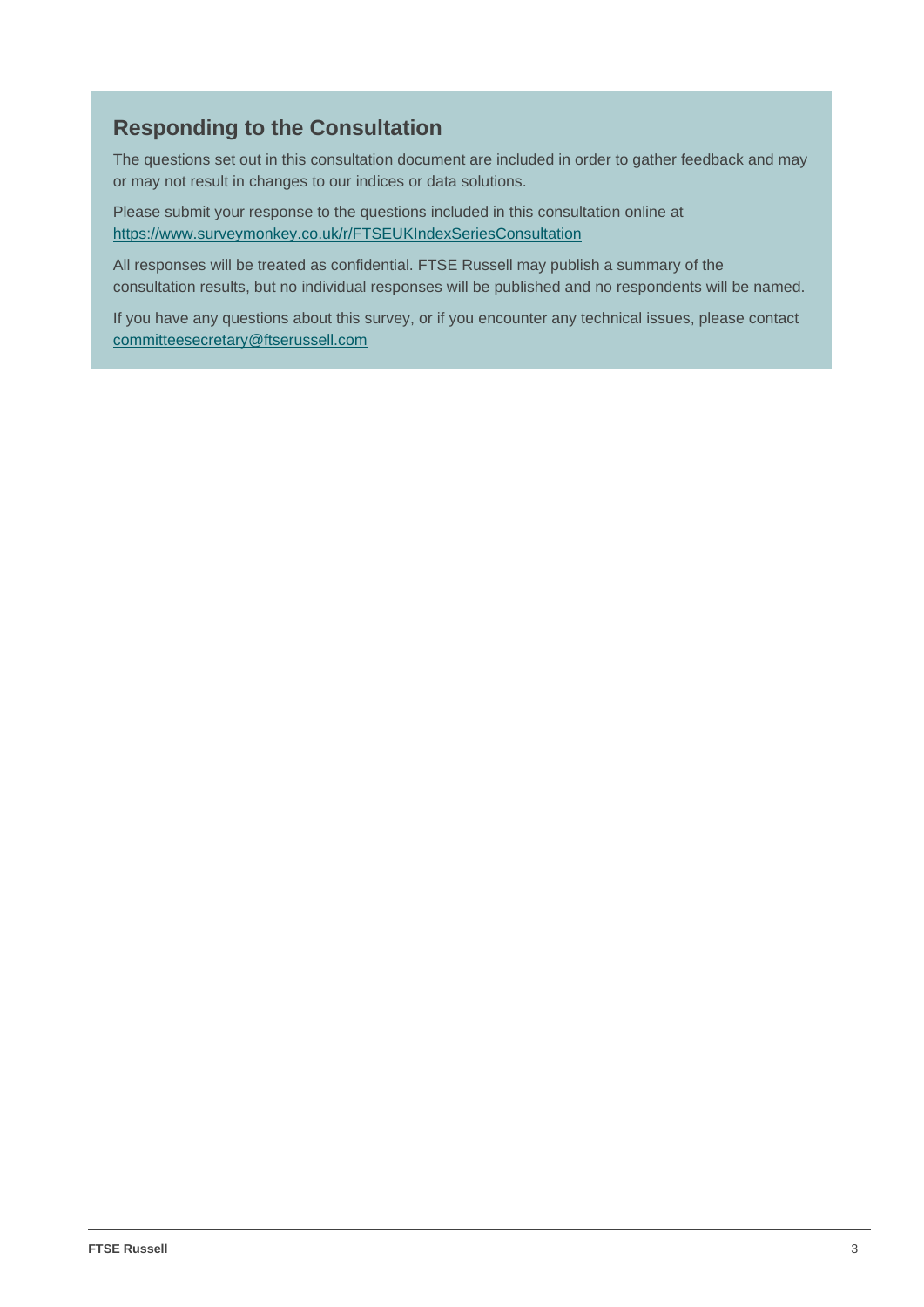## Responding to the Consultation

The questions set out in this consultation document are included in order to gather feedback and may or may not result in changes to our indices or data solutions.

Please submit your response to the questions included in this consultation online at https://www.surveymonkey.co.uk/r/FTSEUKIndexSeriesConsultation

All responses will be treated as confidential. FTSE Russell may publish a summary of the consultation results, but no individual responses will be published and no respondents will be named.

If you have any questions about this survey, or if you encounter any technical issues, please contact committeesecretary@ftserussell.com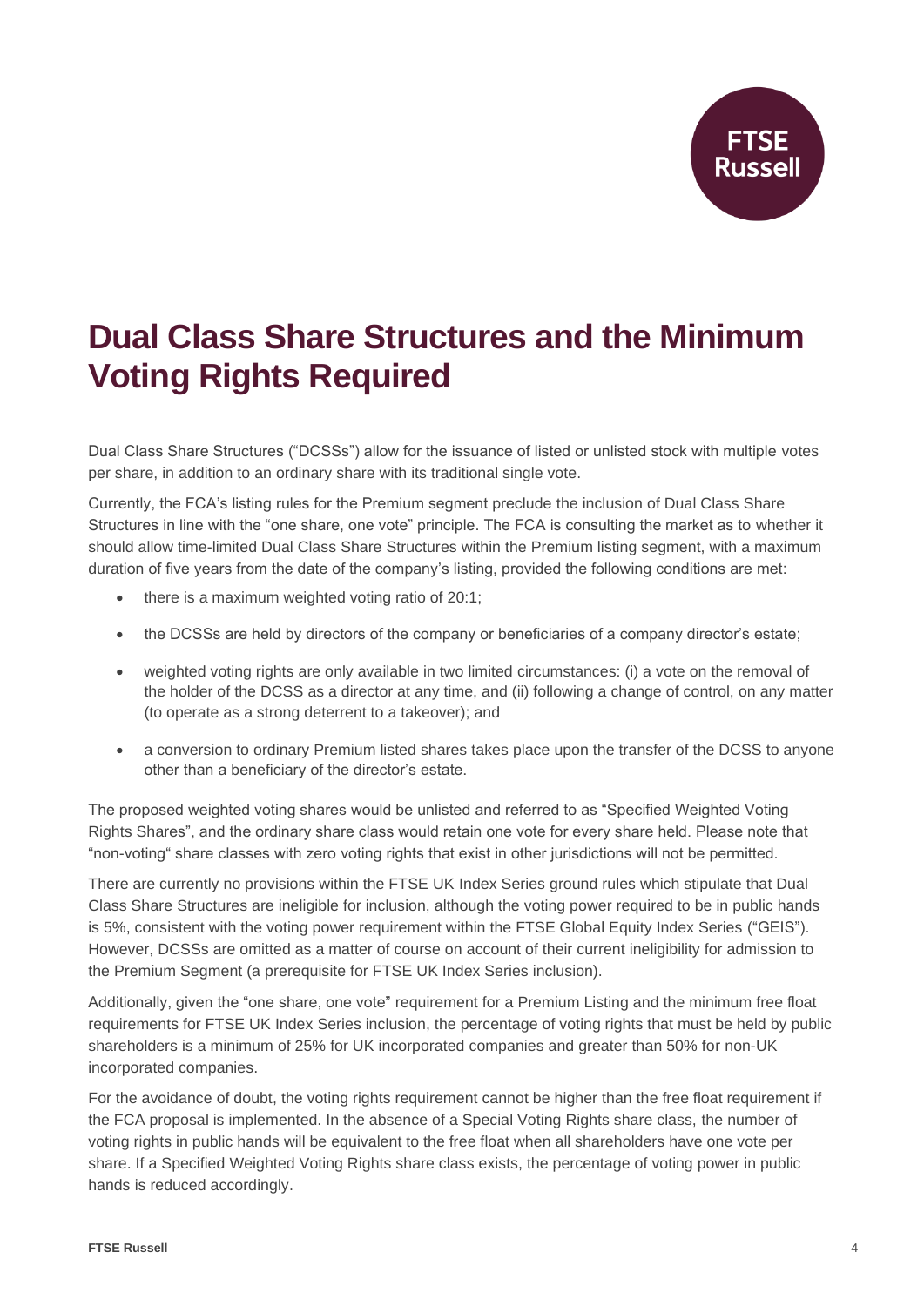# Dual Class Share Structures and the Minimum Voting Rights Required

Dual Class Share Structures ("DCSSs") allow for the issuance of listed or unlisted stock with multiple votes per share, in addition to an ordinary share with its traditional single vote.

Currently, the FCA's listing rules for the Premium segment preclude the inclusion of Dual Class Share Structures in line with the "one share, one vote" principle. The FCA is consulting the market as to whether it should allow time-limited Dual Class Share Structures within the Premium listing segment, with a maximum duration of five years from the date of the company's listing, provided the following conditions are met:

- there is a maximum weighted voting ratio of 20:1;
- the DCSSs are held by directors of the company or beneficiaries of a company director's estate;
- weighted voting rights are only available in two limited circumstances: (i) a vote on the removal of the holder of the DCSS as a director at any time, and (ii) following a change of control, on any matter (to operate as a strong deterrent to a takeover); and
- a conversion to ordinary Premium listed shares takes place upon the transfer of the DCSS to anyone other than a beneficiary of the director's estate.

The proposed weighted voting shares would be unlisted and referred to as "Specified Weighted Voting Rights Shares", and the ordinary share class would retain one vote for every share held. Please note that "non-voting" share classes with zero voting rights that exist in other jurisdictions will not be permitted.

There are currently no provisions within the FTSE UK Index Series ground rules which stipulate that Dual Class Share Structures are ineligible for inclusion, although the voting power required to be in public hands is 5%, consistent with the voting power requirement within the FTSE Global Equity Index Series ("GEIS"). However, DCSSs are omitted as a matter of course on account of their current ineligibility for admission to the Premium Segment (a prerequisite for FTSE UK Index Series inclusion).

Additionally, given the "one share, one vote" requirement for a Premium Listing and the minimum free float requirements for FTSE UK Index Series inclusion, the percentage of voting rights that must be held by public shareholders is a minimum of 25% for UK incorporated companies and greater than 50% for non-UK incorporated companies.

For the avoidance of doubt, the voting rights requirement cannot be higher than the free float requirement if the FCA proposal is implemented. In the absence of a Special Voting Rights share class, the number of voting rights in public hands will be equivalent to the free float when all shareholders have one vote per share. If a Specified Weighted Voting Rights share class exists, the percentage of voting power in public hands is reduced accordingly.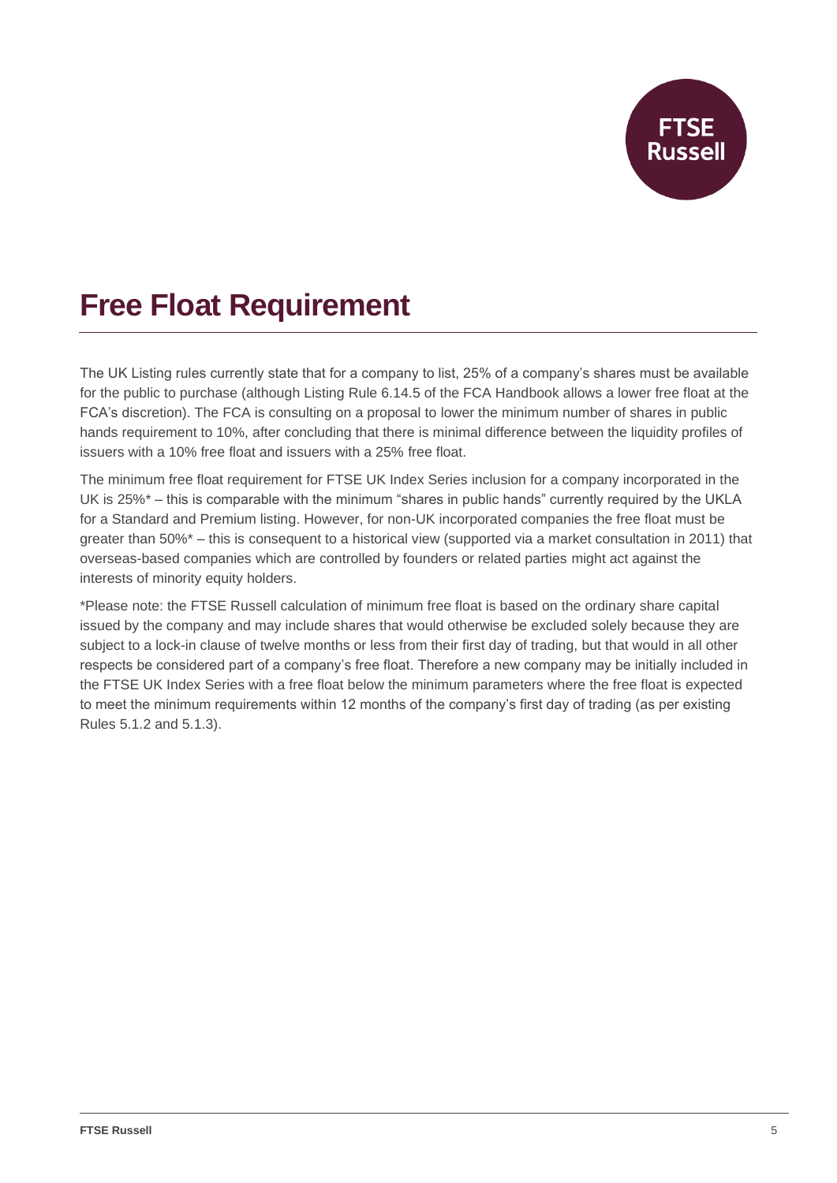# Free Float Requirement

The UK Listing rules currently state that for a company to list, 25% of a company's shares must be available for the public to purchase (although Listing Rule 6.14.5 of the FCA Handbook allows a lower free float at the FCA's discretion). The FCA is consulting on a proposal to lower the minimum number of shares in public hands requirement to 10%, after concluding that there is minimal difference between the liquidity profiles of issuers with a 10% free float and issuers with a 25% free float.

The minimum free float requirement for FTSE UK Index Series inclusion for a company incorporated in the UK is 25%* – this is comparable with the minimum "shares in public hands" currently required by the UKLA for a Standard and Premium listing. However, for non-UK incorporated companies the free float must be greater than 50%* – this is consequent to a historical view (supported via a market consultation in 2011) that overseas-based companies which are controlled by founders or related parties might act against the interests of minority equity holders.

*Please note: the FTSE Russell calculation of minimum free float is based on the ordinary share capital issued by the company and may include shares that would otherwise be excluded solely because they are subject to a lock-in clause of twelve months or less from their first day of trading, but that would in all other respects be considered part of a company's free float. Therefore a new company may be initially included in the FTSE UK Index Series with a free float below the minimum parameters where the free float is expected to meet the minimum requirements within 12 months of the company's first day of trading (as per existing Rules 5.1.2 and 5.1.3).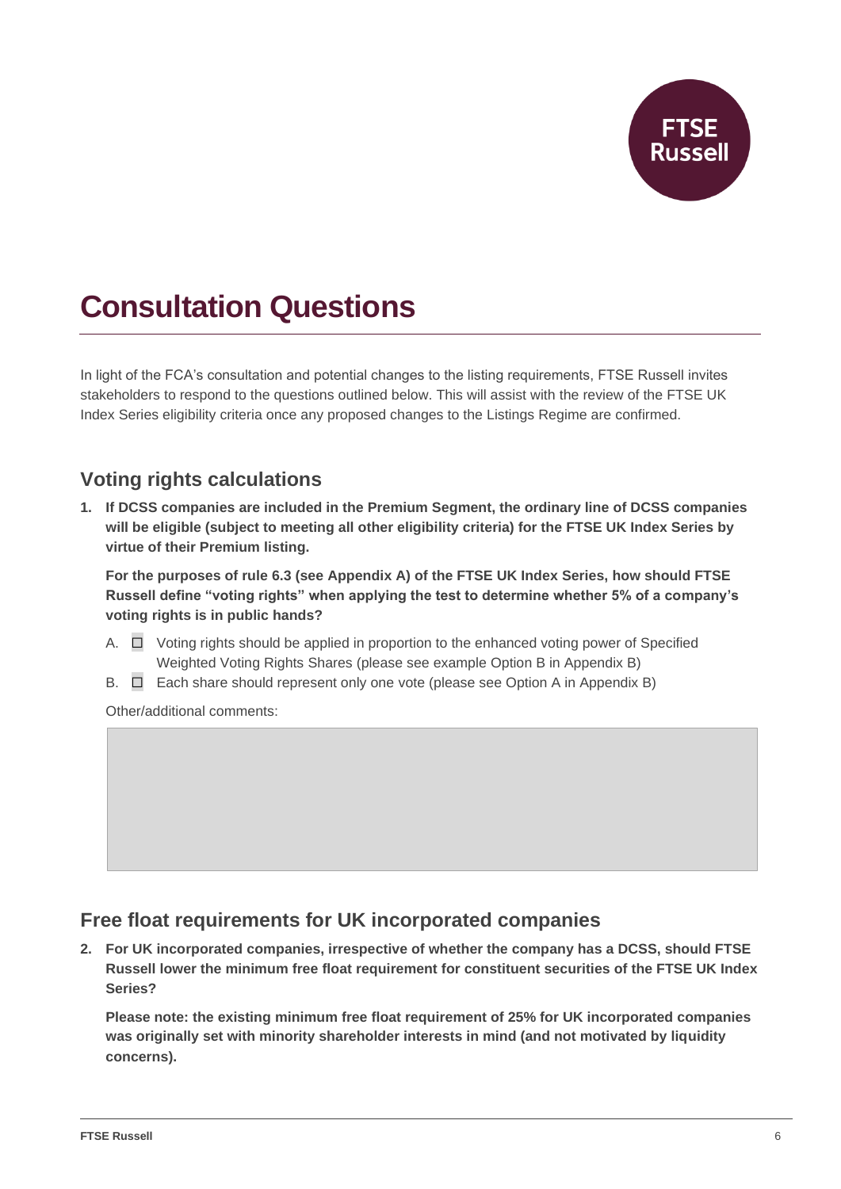# Consultation Questions

In light of the FCA's consultation and potential changes to the listing requirements, FTSE Russell invites stakeholders to respond to the questions outlined below. This will assist with the review of the FTSE UK Index Series eligibility criteria once any proposed changes to the Listings Regime are confirmed.

## Voting rights calculations

**1. If DCSS companies are included in the Premium Segment, the ordinary line of DCSS companies will be eligible (subject to meeting all other eligibility criteria) for the FTSE UK Index Series by virtue of their Premium listing.**

**For the purposes of rule 6.3 (see Appendix A) of the FTSE UK Index Series, how should FTSE Russell define "voting rights" when applying the test to determine whether 5% of a company's voting rights is in public hands?**

A. ☐ Voting rights should be applied in proportion to the enhanced voting power of Specified Weighted Voting Rights Shares (please see example Option B in Appendix B)

B. ☐ Each share should represent only one vote (please see Option A in Appendix B)

Other/additional comments:

## Free float requirements for UK incorporated companies

**2. For UK incorporated companies, irrespective of whether the company has a DCSS, should FTSE Russell lower the minimum free float requirement for constituent securities of the FTSE UK Index Series?**

**Please note: the existing minimum free float requirement of 25% for UK incorporated companies was originally set with minority shareholder interests in mind (and not motivated by liquidity concerns).**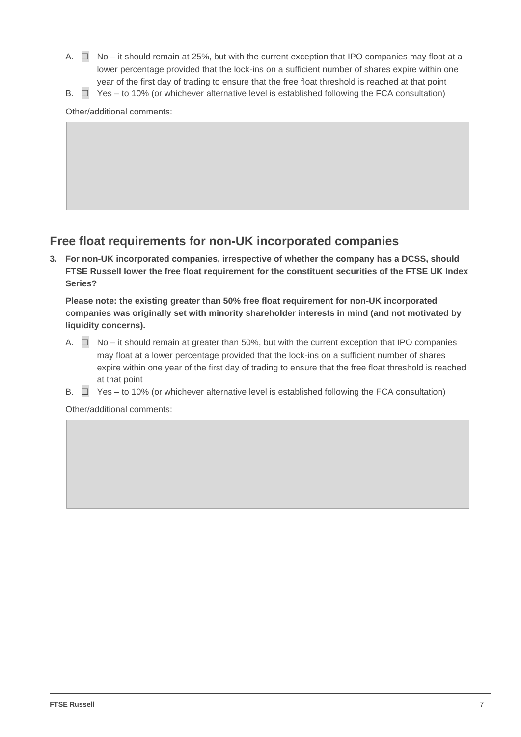A. ☐ No – it should remain at 25%, but with the current exception that IPO companies may float at a lower percentage provided that the lock-ins on a sufficient number of shares expire within one year of the first day of trading to ensure that the free float threshold is reached at that point

B. ☐ Yes – to 10% (or whichever alternative level is established following the FCA consultation)

Other/additional comments:

## Free float requirements for non-UK incorporated companies

**3. For non-UK incorporated companies, irrespective of whether the company has a DCSS, should FTSE Russell lower the free float requirement for the constituent securities of the FTSE UK Index Series?**

**Please note: the existing greater than 50% free float requirement for non-UK incorporated companies was originally set with minority shareholder interests in mind (and not motivated by liquidity concerns).**

A. ☐ No – it should remain at greater than 50%, but with the current exception that IPO companies may float at a lower percentage provided that the lock-ins on a sufficient number of shares expire within one year of the first day of trading to ensure that the free float threshold is reached at that point

B. ☐ Yes – to 10% (or whichever alternative level is established following the FCA consultation)

Other/additional comments: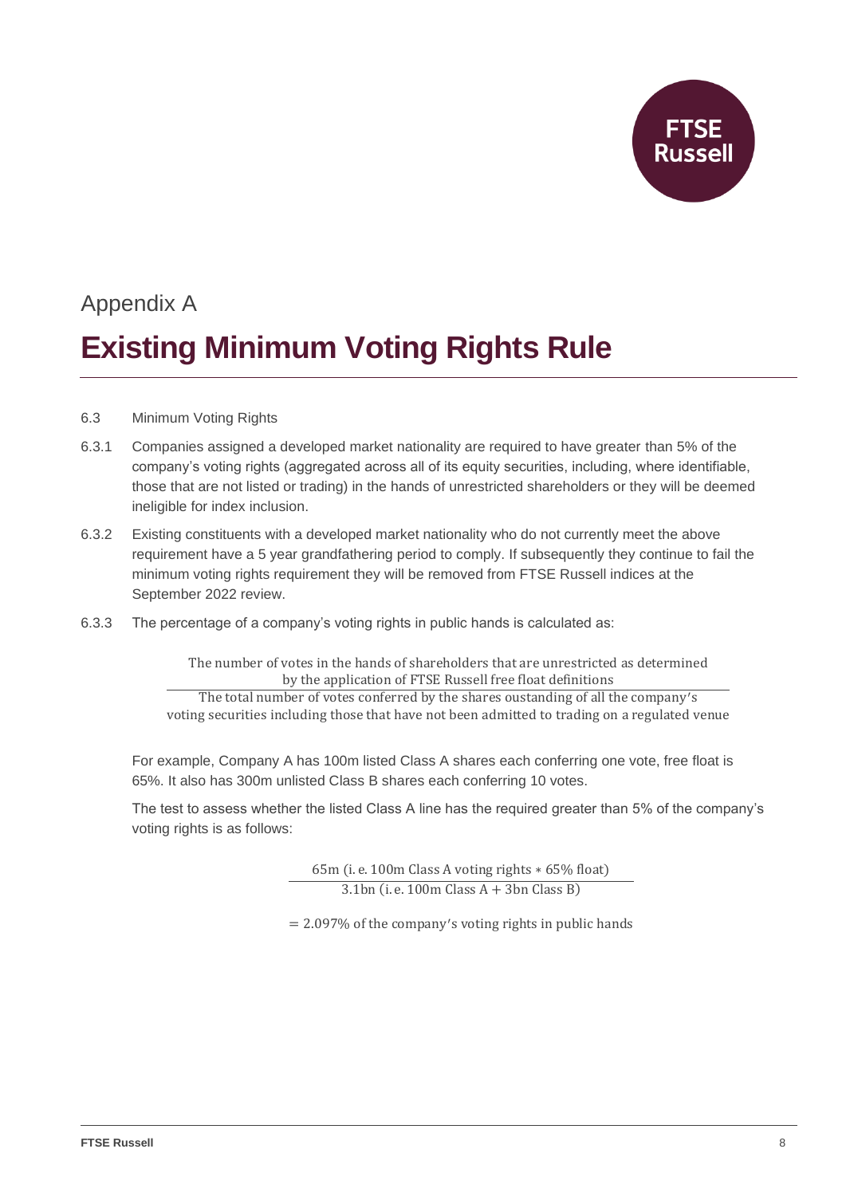Appendix A

# Existing Minimum Voting Rights Rule

6.3 Minimum Voting Rights

6.3.1 Companies assigned a developed market nationality are required to have greater than 5% of the company's voting rights (aggregated across all of its equity securities, including, where identifiable, those that are not listed or trading) in the hands of unrestricted shareholders or they will be deemed ineligible for index inclusion.

6.3.2 Existing constituents with a developed market nationality who do not currently meet the above requirement have a 5 year grandfathering period to comply. If subsequently they continue to fail the minimum voting rights requirement they will be removed from FTSE Russell indices at the September 2022 review.

6.3.3 The percentage of a company's voting rights in public hands is calculated as:

$$\frac{\text{The number of votes in the hands of shareholders that are unrestricted as determined by the application of FTSE Russell free float definitions}}{\text{The total number of votes conferred by the shares oustanding of all the company's voting securities including those that have not been admitted to trading on a regulated venue}}$$

For example, Company A has 100m listed Class A shares each conferring one vote, free float is 65%. It also has 300m unlisted Class B shares each conferring 10 votes.

The test to assess whether the listed Class A line has the required greater than 5% of the company's voting rights is as follows:

$$\frac{\text{65m (i.e. 100m Class A voting rights} * \text{65\% float)}}{\text{3.1bn (i.e. 100m Class A} + \text{3bn Class B)}}$$

$$= \text{2.097\% of the company's voting rights in public hands}$$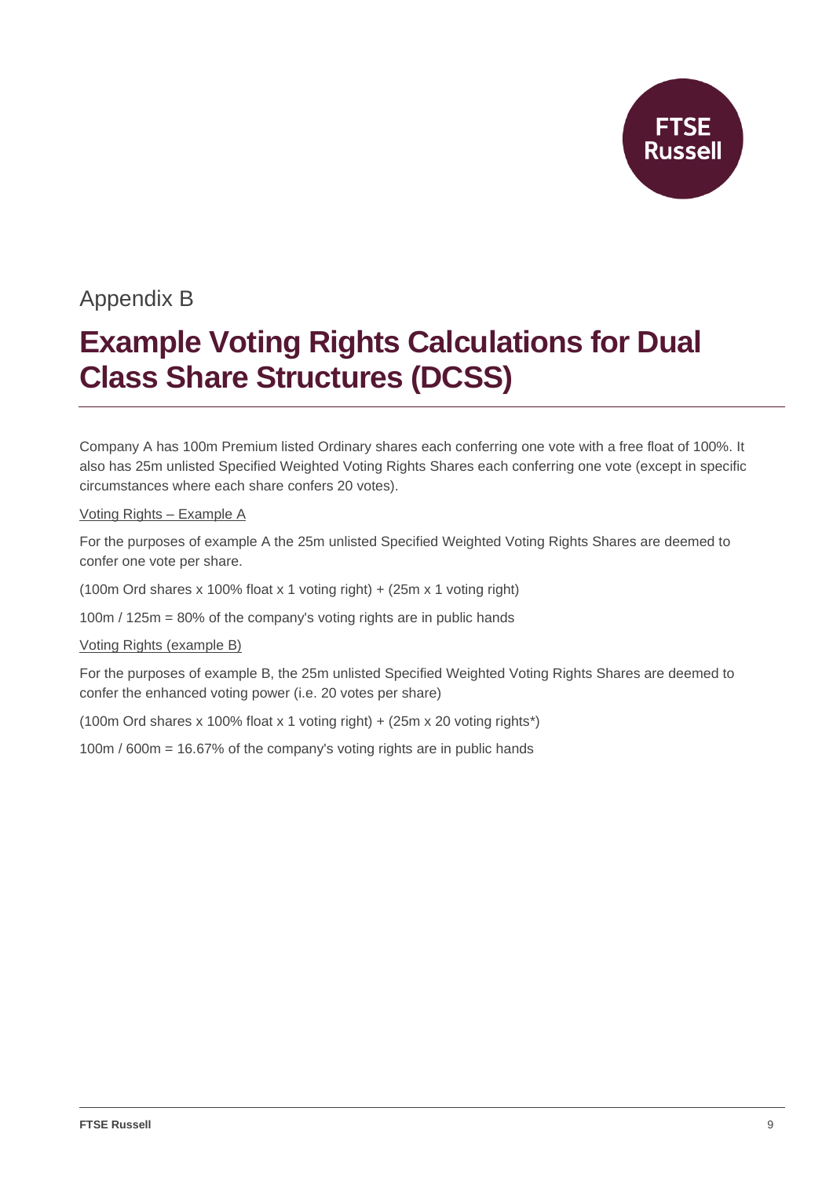Appendix B

# Example Voting Rights Calculations for Dual Class Share Structures (DCSS)

Company A has 100m Premium listed Ordinary shares each conferring one vote with a free float of 100%. It also has 25m unlisted Specified Weighted Voting Rights Shares each conferring one vote (except in specific circumstances where each share confers 20 votes).

Voting Rights – Example A

For the purposes of example A the 25m unlisted Specified Weighted Voting Rights Shares are deemed to confer one vote per share.

(100m Ord shares x 100% float x 1 voting right) + (25m x 1 voting right)

100m / 125m = 80% of the company's voting rights are in public hands

Voting Rights (example B)

For the purposes of example B, the 25m unlisted Specified Weighted Voting Rights Shares are deemed to confer the enhanced voting power (i.e. 20 votes per share)

(100m Ord shares x 100% float x 1 voting right) + (25m x 20 voting rights*)

100m / 600m = 16.67% of the company's voting rights are in public hands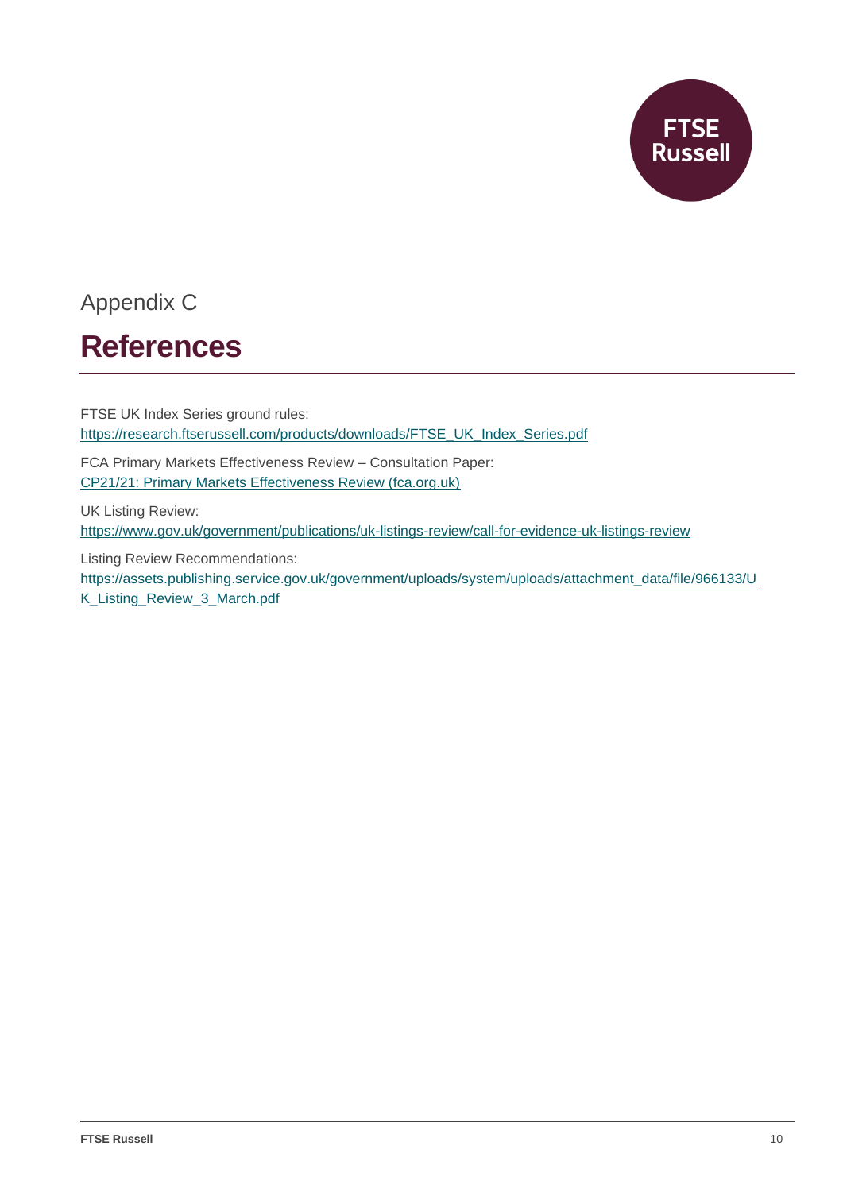Appendix C

# References

FTSE UK Index Series ground rules:
https://research.ftserussell.com/products/downloads/FTSE_UK_Index_Series.pdf

FCA Primary Markets Effectiveness Review – Consultation Paper:
CP21/21: Primary Markets Effectiveness Review (fca.org.uk)

UK Listing Review:
https://www.gov.uk/government/publications/uk-listings-review/call-for-evidence-uk-listings-review

Listing Review Recommendations:
https://assets.publishing.service.gov.uk/government/uploads/system/uploads/attachment_data/file/966133/UK_Listing_Review_3_March.pdf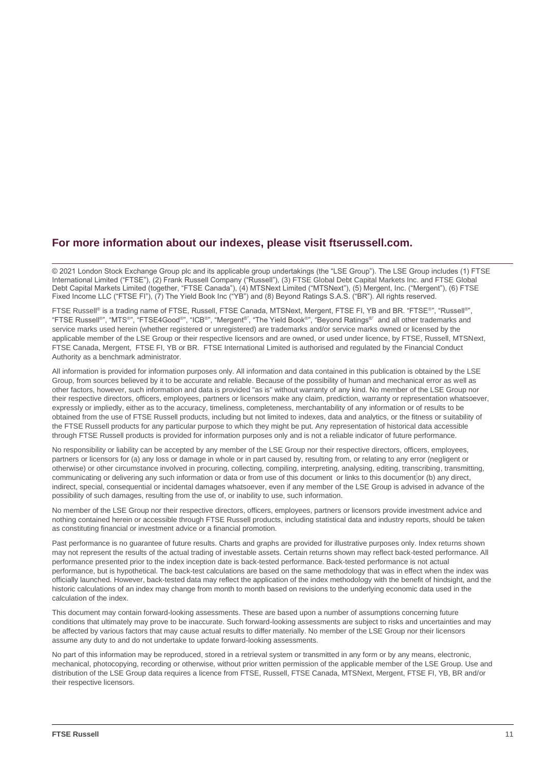## For more information about our indexes, please visit ftserussell.com.

© 2021 London Stock Exchange Group plc and its applicable group undertakings (the “LSE Group”). The LSE Group includes (1) FTSE International Limited (“FTSE”), (2) Frank Russell Company (“Russell”), (3) FTSE Global Debt Capital Markets Inc. and FTSE Global Debt Capital Markets Limited (together, “FTSE Canada”), (4) MTSNext Limited (“MTSNext”), (5) Mergent, Inc. (“Mergent”), (6) FTSE Fixed Income LLC (“FTSE FI”), (7) The Yield Book Inc (“YB”) and (8) Beyond Ratings S.A.S. (“BR”). All rights reserved.

FTSE Russell® is a trading name of FTSE, Russell, FTSE Canada, MTSNext, Mergent, FTSE FI, YB and BR. “FTSE®”, “Russell®”, “FTSE Russell®”, “MTS®”, “FTSE4Good®”, “ICB®”, “Mergent®”, “The Yield Book®”, “Beyond Ratings®” and all other trademarks and service marks used herein (whether registered or unregistered) are trademarks and/or service marks owned or licensed by the applicable member of the LSE Group or their respective licensors and are owned, or used under licence, by FTSE, Russell, MTSNext, FTSE Canada, Mergent, FTSE FI, YB or BR. FTSE International Limited is authorised and regulated by the Financial Conduct Authority as a benchmark administrator.

All information is provided for information purposes only. All information and data contained in this publication is obtained by the LSE Group, from sources believed by it to be accurate and reliable. Because of the possibility of human and mechanical error as well as other factors, however, such information and data is provided "as is" without warranty of any kind. No member of the LSE Group nor their respective directors, officers, employees, partners or licensors make any claim, prediction, warranty or representation whatsoever, expressly or impliedly, either as to the accuracy, timeliness, completeness, merchantability of any information or of results to be obtained from the use of FTSE Russell products, including but not limited to indexes, data and analytics, or the fitness or suitability of the FTSE Russell products for any particular purpose to which they might be put. Any representation of historical data accessible through FTSE Russell products is provided for information purposes only and is not a reliable indicator of future performance.

No responsibility or liability can be accepted by any member of the LSE Group nor their respective directors, officers, employees, partners or licensors for (a) any loss or damage in whole or in part caused by, resulting from, or relating to any error (negligent or otherwise) or other circumstance involved in procuring, collecting, compiling, interpreting, analysing, editing, transcribing, transmitting, communicating or delivering any such information or data or from use of this document or links to this document or (b) any direct, indirect, special, consequential or incidental damages whatsoever, even if any member of the LSE Group is advised in advance of the possibility of such damages, resulting from the use of, or inability to use, such information.

No member of the LSE Group nor their respective directors, officers, employees, partners or licensors provide investment advice and nothing contained herein or accessible through FTSE Russell products, including statistical data and industry reports, should be taken as constituting financial or investment advice or a financial promotion.

Past performance is no guarantee of future results. Charts and graphs are provided for illustrative purposes only. Index returns shown may not represent the results of the actual trading of investable assets. Certain returns shown may reflect back-tested performance. All performance presented prior to the index inception date is back-tested performance. Back-tested performance is not actual performance, but is hypothetical. The back-test calculations are based on the same methodology that was in effect when the index was officially launched. However, back-tested data may reflect the application of the index methodology with the benefit of hindsight, and the historic calculations of an index may change from month to month based on revisions to the underlying economic data used in the calculation of the index.

This document may contain forward-looking assessments. These are based upon a number of assumptions concerning future conditions that ultimately may prove to be inaccurate. Such forward-looking assessments are subject to risks and uncertainties and may be affected by various factors that may cause actual results to differ materially. No member of the LSE Group nor their licensors assume any duty to and do not undertake to update forward-looking assessments.

No part of this information may be reproduced, stored in a retrieval system or transmitted in any form or by any means, electronic, mechanical, photocopying, recording or otherwise, without prior written permission of the applicable member of the LSE Group. Use and distribution of the LSE Group data requires a licence from FTSE, Russell, FTSE Canada, MTSNext, Mergent, FTSE FI, YB, BR and/or their respective licensors.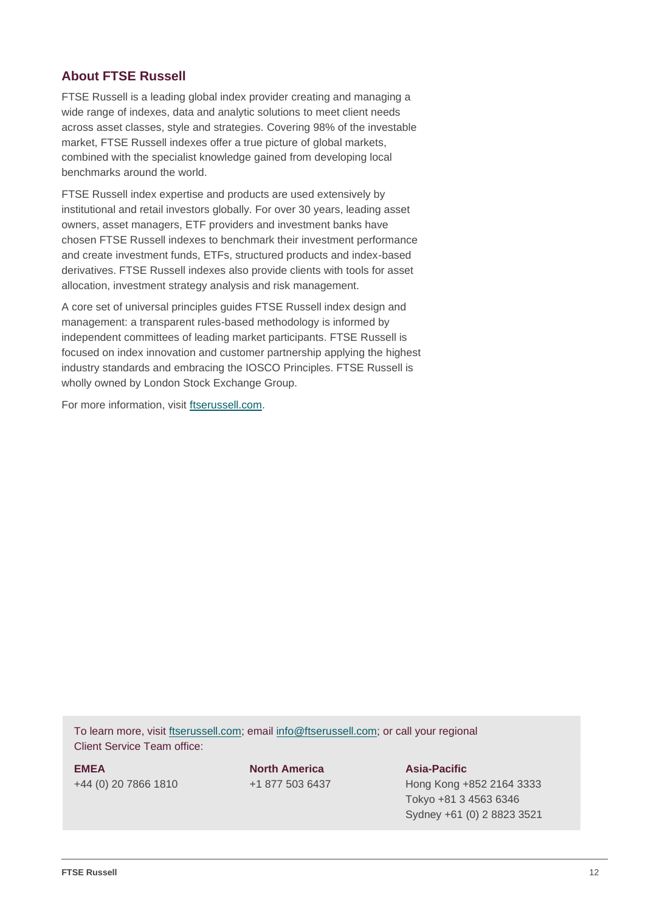## About FTSE Russell

FTSE Russell is a leading global index provider creating and managing a wide range of indexes, data and analytic solutions to meet client needs across asset classes, style and strategies. Covering 98% of the investable market, FTSE Russell indexes offer a true picture of global markets, combined with the specialist knowledge gained from developing local benchmarks around the world.

FTSE Russell index expertise and products are used extensively by institutional and retail investors globally. For over 30 years, leading asset owners, asset managers, ETF providers and investment banks have chosen FTSE Russell indexes to benchmark their investment performance and create investment funds, ETFs, structured products and index-based derivatives. FTSE Russell indexes also provide clients with tools for asset allocation, investment strategy analysis and risk management.

A core set of universal principles guides FTSE Russell index design and management: a transparent rules-based methodology is informed by independent committees of leading market participants. FTSE Russell is focused on index innovation and customer partnership applying the highest industry standards and embracing the IOSCO Principles. FTSE Russell is wholly owned by London Stock Exchange Group.

For more information, visit [ftserussell.com](https://www.ftserussell.com).

To learn more, visit [ftserussell.com](https://www.ftserussell.com); email [info@ftserussell.com](mailto:info@ftserussell.com); or call your regional Client Service Team office:

**EMEA**
+44 (0) 20 7866 1810

**North America**
+1 877 503 6437

**Asia-Pacific**
Hong Kong +852 2164 3333
Tokyo +81 3 4563 6346
Sydney +61 (0) 2 8823 3521